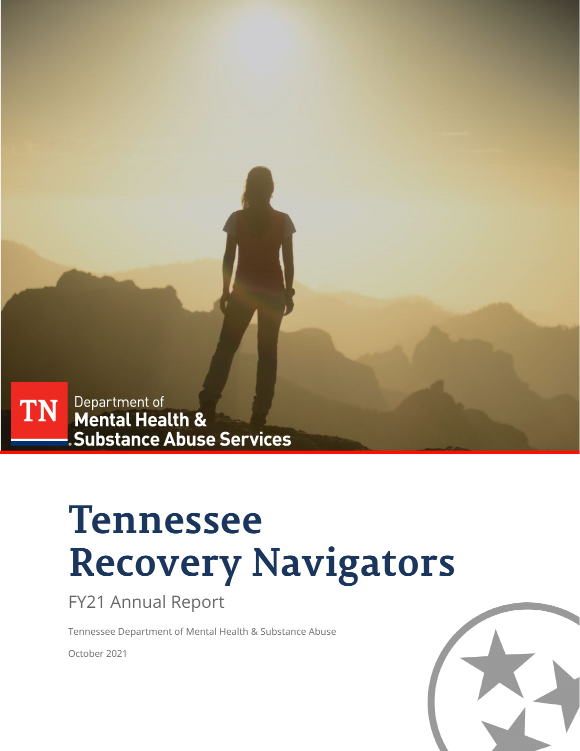Department of
**Mental Health & Substance Abuse Services**

# Tennessee Recovery Navigators

## FY21 Annual Report

Tennessee Department of Mental Health & Substance Abuse

October 2021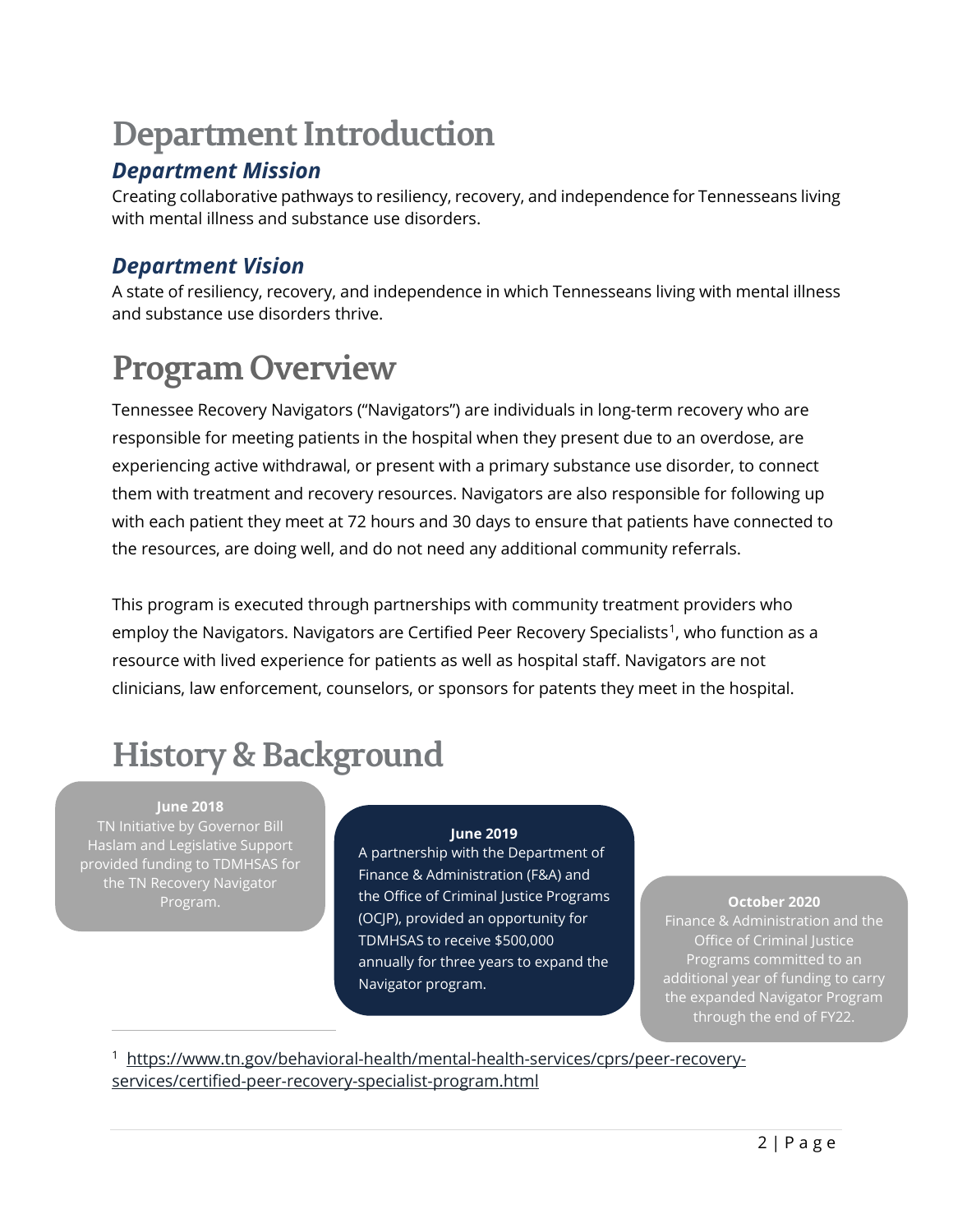# Department Introduction

## *Department Mission*

Creating collaborative pathways to resiliency, recovery, and independence for Tennesseans living with mental illness and substance use disorders.

## *Department Vision*

A state of resiliency, recovery, and independence in which Tennesseans living with mental illness and substance use disorders thrive.

# Program Overview

Tennessee Recovery Navigators ("Navigators") are individuals in long-term recovery who are responsible for meeting patients in the hospital when they present due to an overdose, are experiencing active withdrawal, or present with a primary substance use disorder, to connect them with treatment and recovery resources. Navigators are also responsible for following up with each patient they meet at 72 hours and 30 days to ensure that patients have connected to the resources, are doing well, and do not need any additional community referrals.

This program is executed through partnerships with community treatment providers who employ the Navigators. Navigators are Certified Peer Recovery Specialists[1], who function as a resource with lived experience for patients as well as hospital staff. Navigators are not clinicians, law enforcement, counselors, or sponsors for patents they meet in the hospital.

# History & Background

**June 2018**
TN Initiative by Governor Bill Haslam and Legislative Support provided funding to TDMHSAS for the TN Recovery Navigator Program.

**June 2019**
A partnership with the Department of Finance & Administration (F&A) and the Office of Criminal Justice Programs (OCJP), provided an opportunity for TDMHSAS to receive $500,000 annually for three years to expand the Navigator program.

**October 2020**
Finance & Administration and the Office of Criminal Justice Programs committed to an additional year of funding to carry the expanded Navigator Program through the end of FY22.

[1] https://www.tn.gov/behavioral-health/mental-health-services/cprs/peer-recovery-services/certified-peer-recovery-specialist-program.html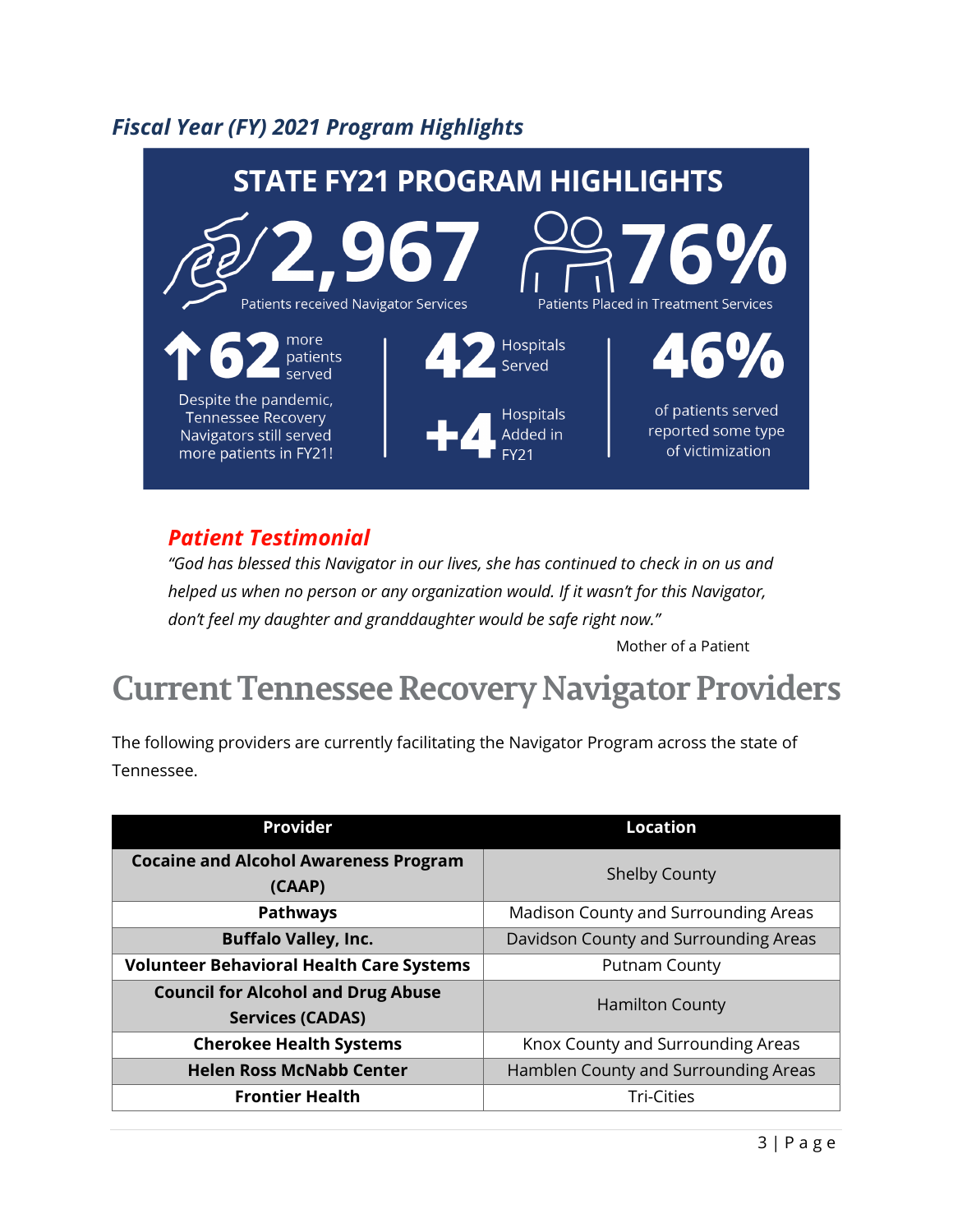## *Fiscal Year (FY) 2021 Program Highlights*

**STATE FY21 PROGRAM HIGHLIGHTS**

**2,967** Patients received Navigator Services

**76%** Patients Placed in Treatment Services

**↑62** more patients served

Despite the pandemic, Tennessee Recovery Navigators still served more patients in FY21!

**42** Hospitals Served

**+4** Hospitals Added in FY21

**46%** of patients served reported some type of victimization

### *Patient Testimonial*

*"God has blessed this Navigator in our lives, she has continued to check in on us and helped us when no person or any organization would. If it wasn't for this Navigator, don't feel my daughter and granddaughter would be safe right now."*

Mother of a Patient

# Current Tennessee Recovery Navigator Providers

The following providers are currently facilitating the Navigator Program across the state of Tennessee.

| Provider | Location |
|---|---|
| **Cocaine and Alcohol Awareness Program (CAAP)** | Shelby County |
| **Pathways** | Madison County and Surrounding Areas |
| **Buffalo Valley, Inc.** | Davidson County and Surrounding Areas |
| **Volunteer Behavioral Health Care Systems** | Putnam County |
| **Council for Alcohol and Drug Abuse Services (CADAS)** | Hamilton County |
| **Cherokee Health Systems** | Knox County and Surrounding Areas |
| **Helen Ross McNabb Center** | Hamblen County and Surrounding Areas |
| **Frontier Health** | Tri-Cities |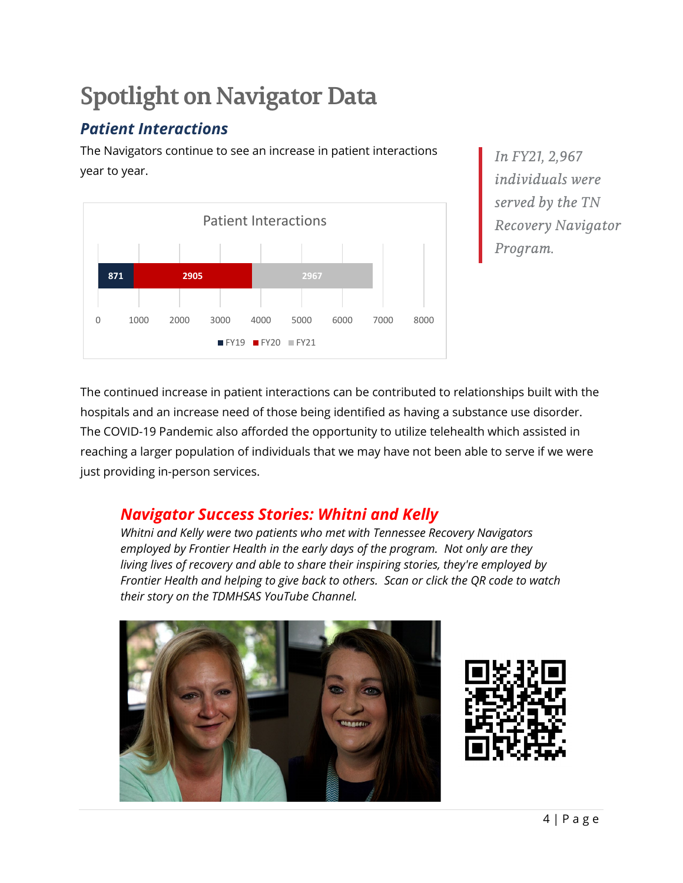# Spotlight on Navigator Data

## *Patient Interactions*

The Navigators continue to see an increase in patient interactions year to year.

> *In FY21, 2,967 individuals were served by the TN Recovery Navigator Program.*

Patient Interactions

| FY19 | FY20 | FY21 |
| --- | --- | --- |
| 871 | 2905 | 2967 |

The continued increase in patient interactions can be contributed to relationships built with the hospitals and an increase need of those being identified as having a substance use disorder. The COVID-19 Pandemic also afforded the opportunity to utilize telehealth which assisted in reaching a larger population of individuals that we may have not been able to serve if we were just providing in-person services.

### *Navigator Success Stories: Whitni and Kelly*

*Whitni and Kelly were two patients who met with Tennessee Recovery Navigators employed by Frontier Health in the early days of the program. Not only are they living lives of recovery and able to share their inspiring stories, they're employed by Frontier Health and helping to give back to others. Scan or click the QR code to watch their story on the TDMHSAS YouTube Channel.*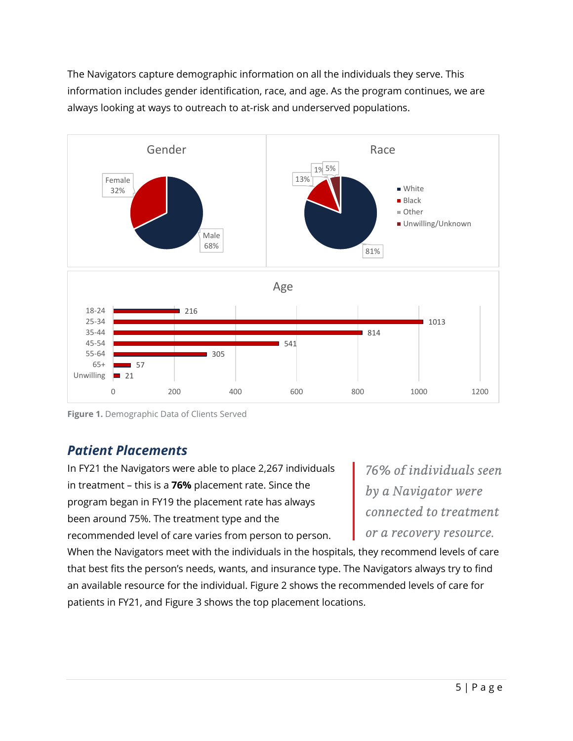The Navigators capture demographic information on all the individuals they serve. This information includes gender identification, race, and age. As the program continues, we are always looking at ways to outreach to at-risk and underserved populations.

| Gender | |
|---|---|
| Female | 32% |
| Male | 68% |

| Race | |
|---|---|
| White | 81% |
| Black | 13% |
| Other | 1% |
| Unwilling/Unknown | 5% |

| Age | |
|---|---|
| 18-24 | 216 |
| 25-34 | 1013 |
| 35-44 | 814 |
| 45-54 | 541 |
| 55-64 | 305 |
| 65+ | 57 |
| Unwilling | 21 |

**Figure 1.** Demographic Data of Clients Served

## *Patient Placements*

In FY21 the Navigators were able to place 2,267 individuals in treatment – this is a **76%** placement rate. Since the program began in FY19 the placement rate has always been around 75%. The treatment type and the recommended level of care varies from person to person. When the Navigators meet with the individuals in the hospitals, they recommend levels of care that best fits the person's needs, wants, and insurance type. The Navigators always try to find an available resource for the individual. Figure 2 shows the recommended levels of care for patients in FY21, and Figure 3 shows the top placement locations.

> *76% of individuals seen by a Navigator were connected to treatment or a recovery resource.*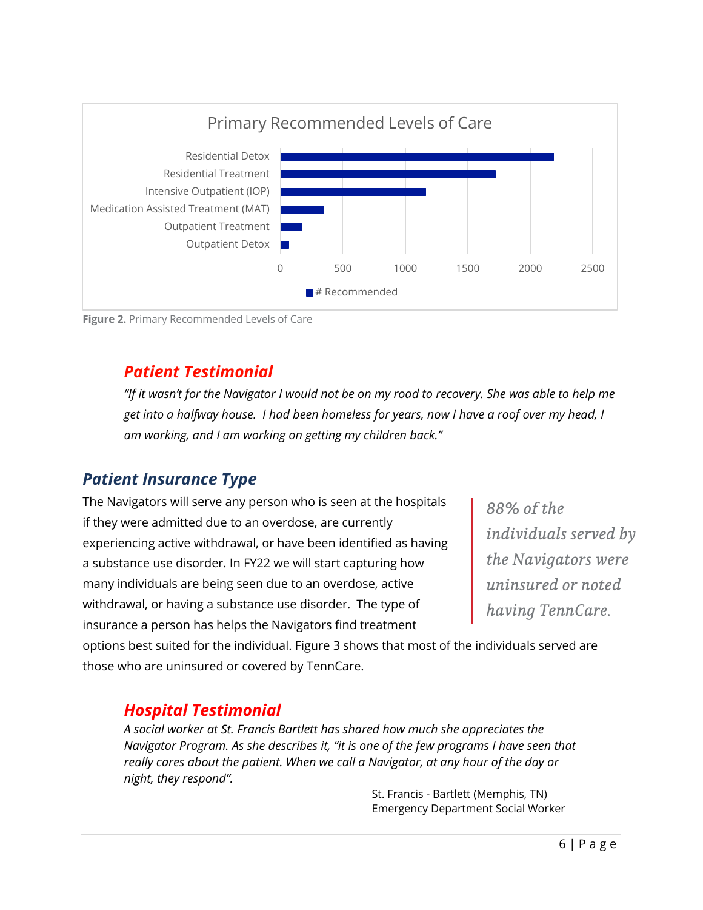Figure 2. Primary Recommended Levels of Care

### *Patient Testimonial*

*"If it wasn't for the Navigator I would not be on my road to recovery. She was able to help me get into a halfway house. I had been homeless for years, now I have a roof over my head, I am working, and I am working on getting my children back."*

## *Patient Insurance Type*

The Navigators will serve any person who is seen at the hospitals if they were admitted due to an overdose, are currently experiencing active withdrawal, or have been identified as having a substance use disorder. In FY22 we will start capturing how many individuals are being seen due to an overdose, active withdrawal, or having a substance use disorder. The type of insurance a person has helps the Navigators find treatment options best suited for the individual. Figure 3 shows that most of the individuals served are those who are uninsured or covered by TennCare.

> *88% of the individuals served by the Navigators were uninsured or noted having TennCare.*

### *Hospital Testimonial*

*A social worker at St. Francis Bartlett has shared how much she appreciates the Navigator Program. As she describes it, "it is one of the few programs I have seen that really cares about the patient. When we call a Navigator, at any hour of the day or night, they respond".*

St. Francis - Bartlett (Memphis, TN)
Emergency Department Social Worker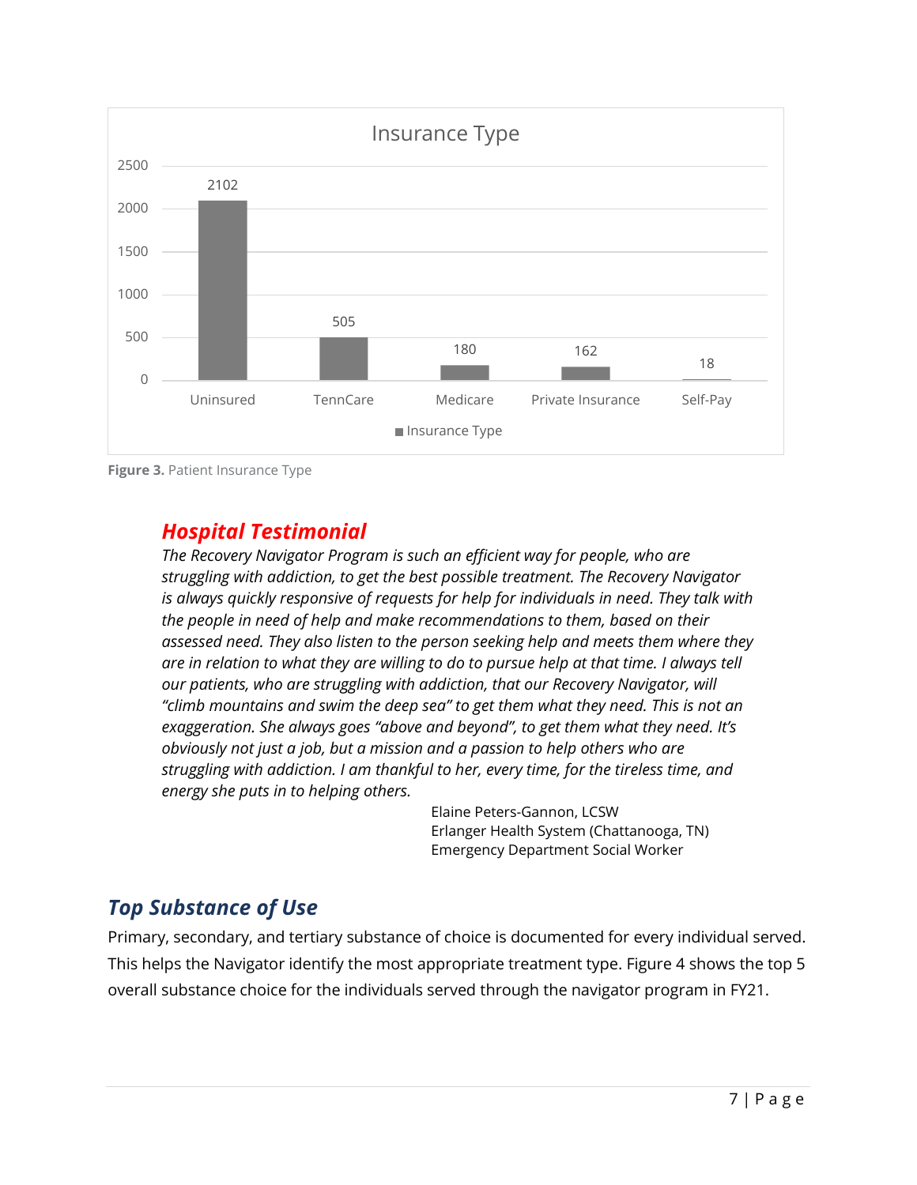**Insurance Type**

| Insurance Type | Count |
|---|---|
| Uninsured | 2102 |
| TennCare | 505 |
| Medicare | 180 |
| Private Insurance | 162 |
| Self-Pay | 18 |

**Figure 3.** Patient Insurance Type

## *Hospital Testimonial*

*The Recovery Navigator Program is such an efficient way for people, who are struggling with addiction, to get the best possible treatment. The Recovery Navigator is always quickly responsive of requests for help for individuals in need. They talk with the people in need of help and make recommendations to them, based on their assessed need. They also listen to the person seeking help and meets them where they are in relation to what they are willing to do to pursue help at that time. I always tell our patients, who are struggling with addiction, that our Recovery Navigator, will "climb mountains and swim the deep sea" to get them what they need. This is not an exaggeration. She always goes "above and beyond", to get them what they need. It's obviously not just a job, but a mission and a passion to help others who are struggling with addiction. I am thankful to her, every time, for the tireless time, and energy she puts in to helping others.*

Elaine Peters-Gannon, LCSW
Erlanger Health System (Chattanooga, TN)
Emergency Department Social Worker

## *Top Substance of Use*

Primary, secondary, and tertiary substance of choice is documented for every individual served. This helps the Navigator identify the most appropriate treatment type. Figure 4 shows the top 5 overall substance choice for the individuals served through the navigator program in FY21.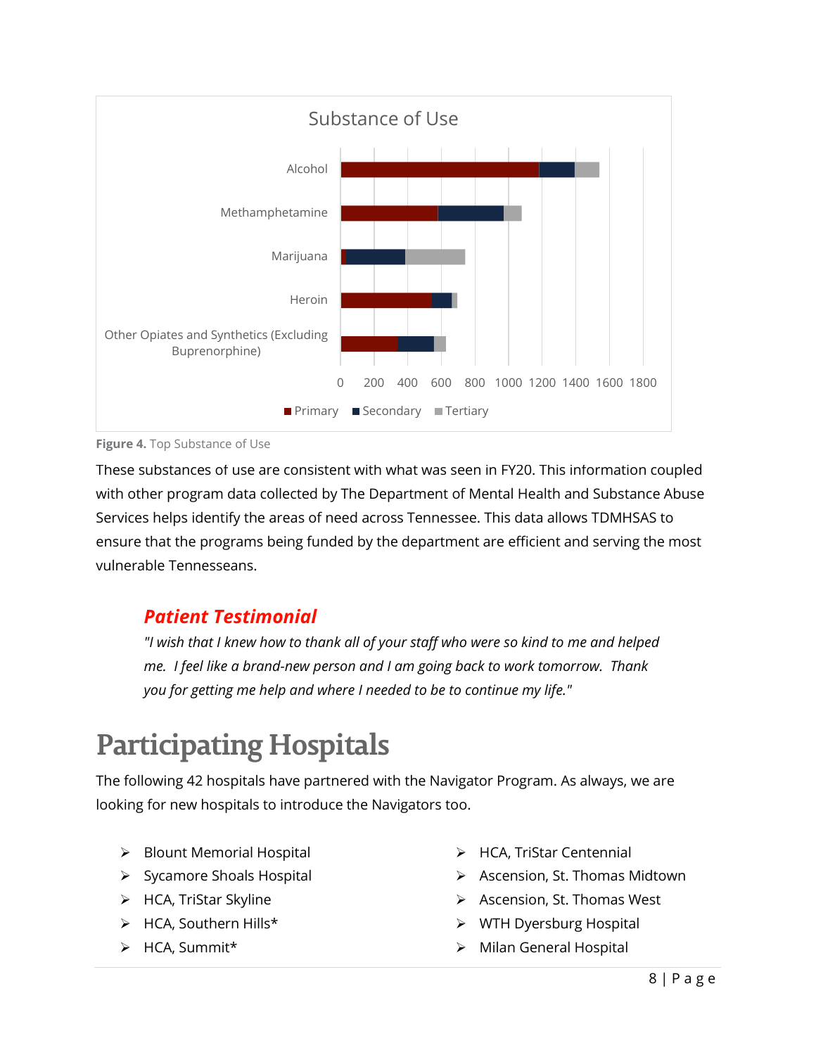Figure 4. Top Substance of Use

These substances of use are consistent with what was seen in FY20. This information coupled with other program data collected by The Department of Mental Health and Substance Abuse Services helps identify the areas of need across Tennessee. This data allows TDMHSAS to ensure that the programs being funded by the department are efficient and serving the most vulnerable Tennesseans.

### *Patient Testimonial*

*"I wish that I knew how to thank all of your staff who were so kind to me and helped me. I feel like a brand-new person and I am going back to work tomorrow. Thank you for getting me help and where I needed to be to continue my life."*

# Participating Hospitals

The following 42 hospitals have partnered with the Navigator Program. As always, we are looking for new hospitals to introduce the Navigators too.

- Blount Memorial Hospital
- Sycamore Shoals Hospital
- HCA, TriStar Skyline
- HCA, Southern Hills*
- HCA, Summit*
- HCA, TriStar Centennial
- Ascension, St. Thomas Midtown
- Ascension, St. Thomas West
- WTH Dyersburg Hospital
- Milan General Hospital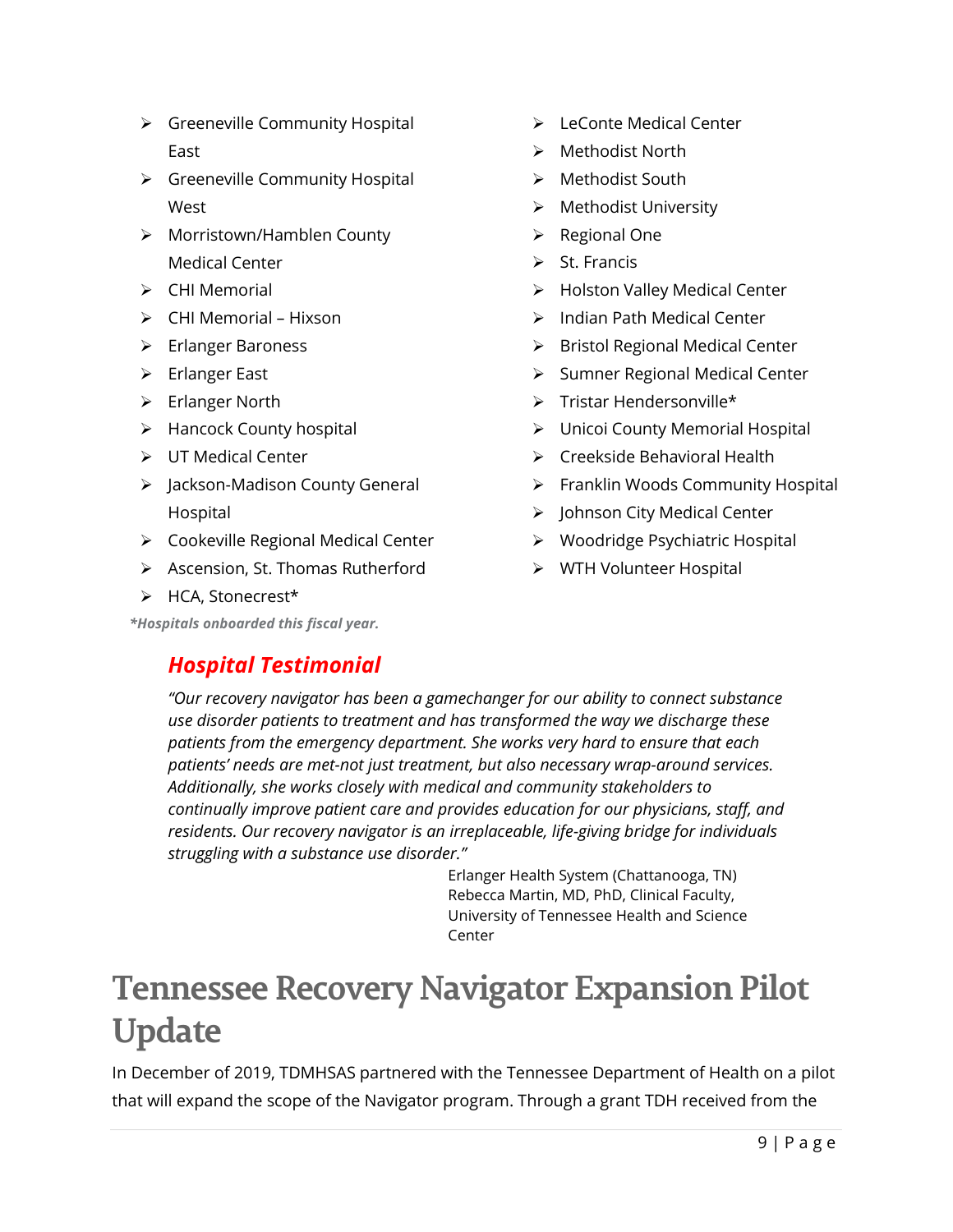- Greeneville Community Hospital East
- Greeneville Community Hospital West
- Morristown/Hamblen County Medical Center
- CHI Memorial
- CHI Memorial – Hixson
- Erlanger Baroness
- Erlanger East
- Erlanger North
- Hancock County hospital
- UT Medical Center
- Jackson-Madison County General Hospital
- Cookeville Regional Medical Center
- Ascension, St. Thomas Rutherford
- HCA, Stonecrest*
- LeConte Medical Center
- Methodist North
- Methodist South
- Methodist University
- Regional One
- St. Francis
- Holston Valley Medical Center
- Indian Path Medical Center
- Bristol Regional Medical Center
- Sumner Regional Medical Center
- Tristar Hendersonville*
- Unicoi County Memorial Hospital
- Creekside Behavioral Health
- Franklin Woods Community Hospital
- Johnson City Medical Center
- Woodridge Psychiatric Hospital
- WTH Volunteer Hospital

***Hospitals onboarded this fiscal year.***

### *Hospital Testimonial*

*"Our recovery navigator has been a gamechanger for our ability to connect substance use disorder patients to treatment and has transformed the way we discharge these patients from the emergency department. She works very hard to ensure that each patients' needs are met-not just treatment, but also necessary wrap-around services. Additionally, she works closely with medical and community stakeholders to continually improve patient care and provides education for our physicians, staff, and residents. Our recovery navigator is an irreplaceable, life-giving bridge for individuals struggling with a substance use disorder."*

Erlanger Health System (Chattanooga, TN)
Rebecca Martin, MD, PhD, Clinical Faculty,
University of Tennessee Health and Science Center

# Tennessee Recovery Navigator Expansion Pilot Update

In December of 2019, TDMHSAS partnered with the Tennessee Department of Health on a pilot that will expand the scope of the Navigator program. Through a grant TDH received from the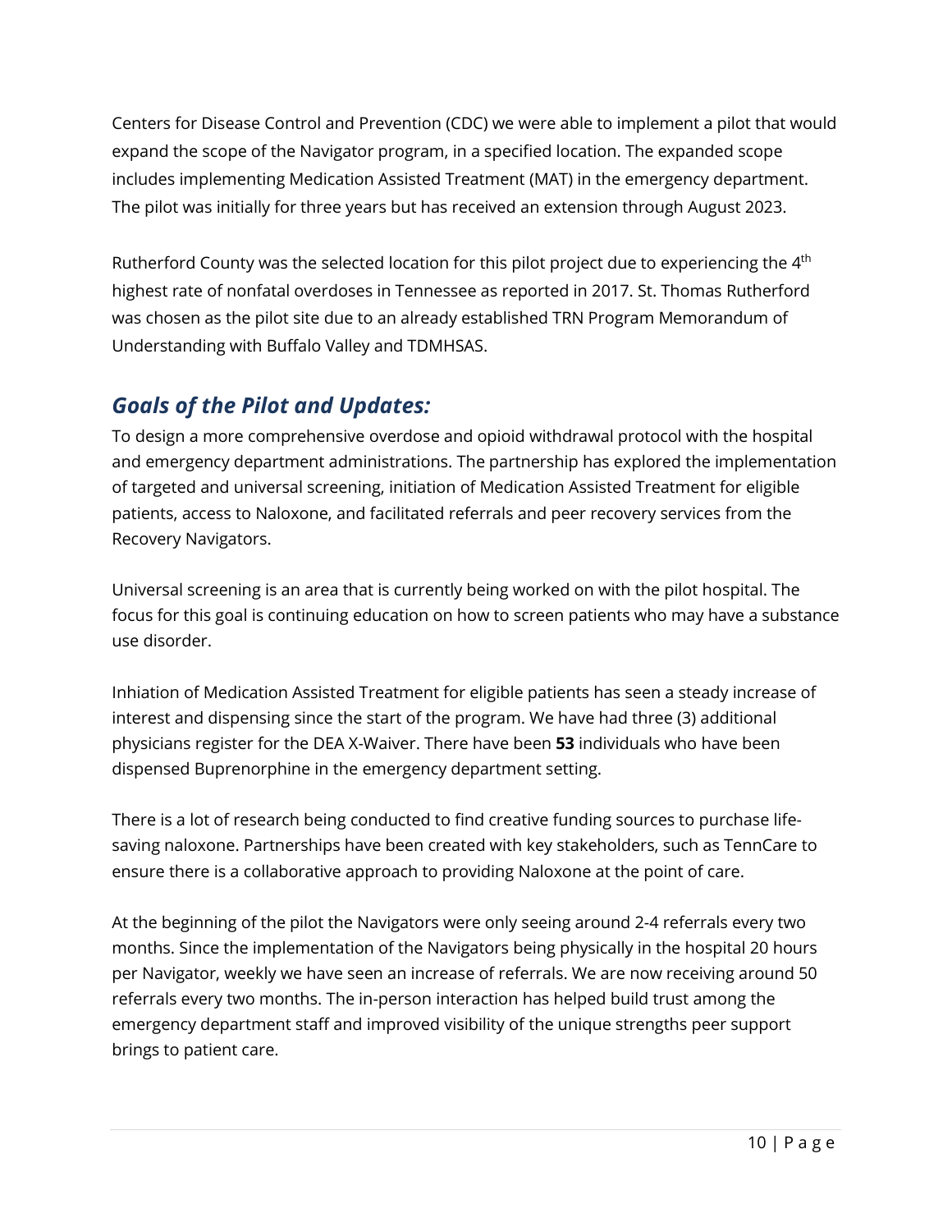Centers for Disease Control and Prevention (CDC) we were able to implement a pilot that would expand the scope of the Navigator program, in a specified location. The expanded scope includes implementing Medication Assisted Treatment (MAT) in the emergency department. The pilot was initially for three years but has received an extension through August 2023.

Rutherford County was the selected location for this pilot project due to experiencing the 4th highest rate of nonfatal overdoses in Tennessee as reported in 2017. St. Thomas Rutherford was chosen as the pilot site due to an already established TRN Program Memorandum of Understanding with Buffalo Valley and TDMHSAS.

## *Goals of the Pilot and Updates:*

To design a more comprehensive overdose and opioid withdrawal protocol with the hospital and emergency department administrations. The partnership has explored the implementation of targeted and universal screening, initiation of Medication Assisted Treatment for eligible patients, access to Naloxone, and facilitated referrals and peer recovery services from the Recovery Navigators.

Universal screening is an area that is currently being worked on with the pilot hospital. The focus for this goal is continuing education on how to screen patients who may have a substance use disorder.

Inhiation of Medication Assisted Treatment for eligible patients has seen a steady increase of interest and dispensing since the start of the program. We have had three (3) additional physicians register for the DEA X-Waiver. There have been **53** individuals who have been dispensed Buprenorphine in the emergency department setting.

There is a lot of research being conducted to find creative funding sources to purchase life-saving naloxone. Partnerships have been created with key stakeholders, such as TennCare to ensure there is a collaborative approach to providing Naloxone at the point of care.

At the beginning of the pilot the Navigators were only seeing around 2-4 referrals every two months. Since the implementation of the Navigators being physically in the hospital 20 hours per Navigator, weekly we have seen an increase of referrals. We are now receiving around 50 referrals every two months. The in-person interaction has helped build trust among the emergency department staff and improved visibility of the unique strengths peer support brings to patient care.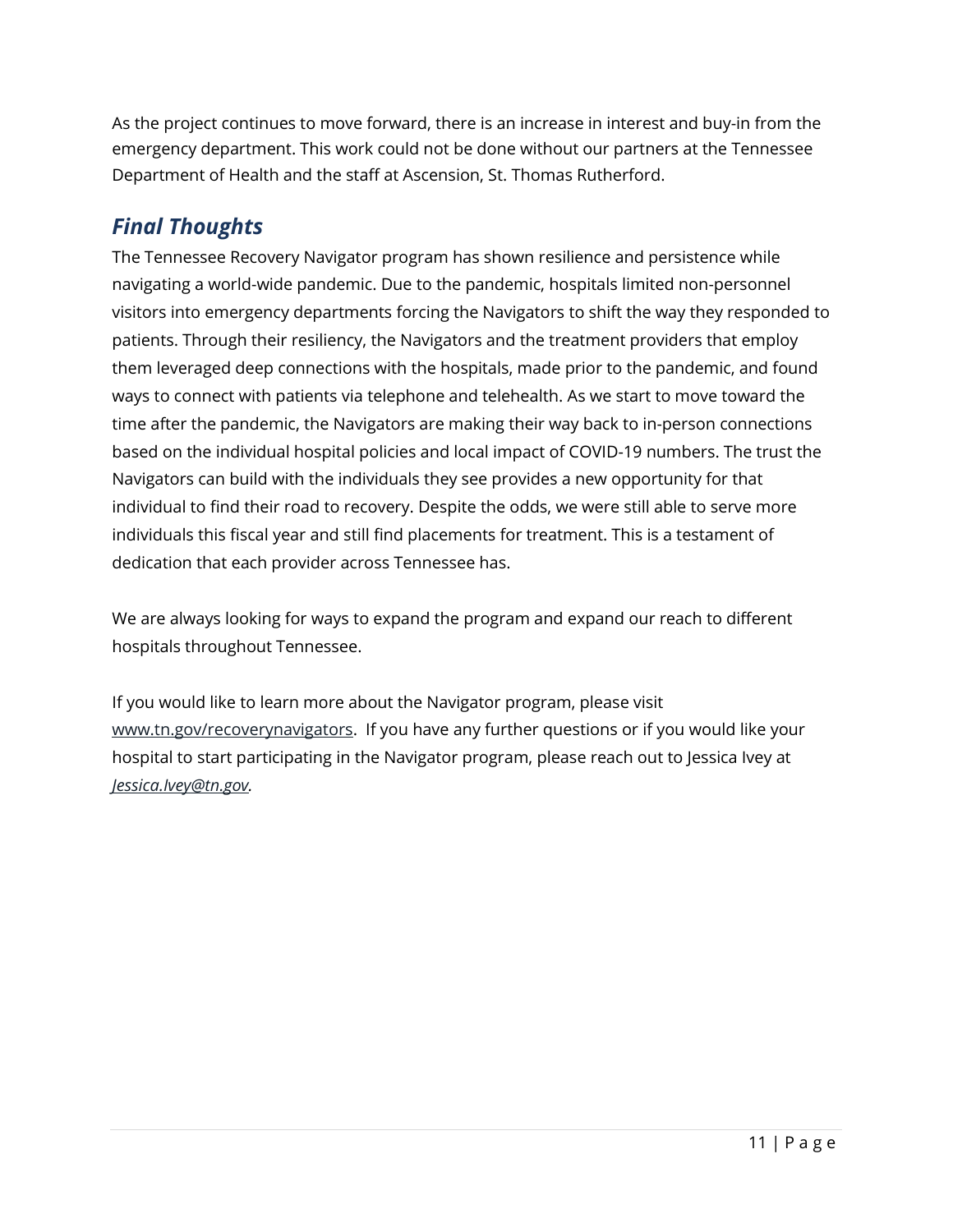As the project continues to move forward, there is an increase in interest and buy-in from the emergency department. This work could not be done without our partners at the Tennessee Department of Health and the staff at Ascension, St. Thomas Rutherford.

## *Final Thoughts*

The Tennessee Recovery Navigator program has shown resilience and persistence while navigating a world-wide pandemic. Due to the pandemic, hospitals limited non-personnel visitors into emergency departments forcing the Navigators to shift the way they responded to patients. Through their resiliency, the Navigators and the treatment providers that employ them leveraged deep connections with the hospitals, made prior to the pandemic, and found ways to connect with patients via telephone and telehealth. As we start to move toward the time after the pandemic, the Navigators are making their way back to in-person connections based on the individual hospital policies and local impact of COVID-19 numbers. The trust the Navigators can build with the individuals they see provides a new opportunity for that individual to find their road to recovery. Despite the odds, we were still able to serve more individuals this fiscal year and still find placements for treatment. This is a testament of dedication that each provider across Tennessee has.

We are always looking for ways to expand the program and expand our reach to different hospitals throughout Tennessee.

If you would like to learn more about the Navigator program, please visit www.tn.gov/recoverynavigators. If you have any further questions or if you would like your hospital to start participating in the Navigator program, please reach out to Jessica Ivey at *Jessica.Ivey@tn.gov.*